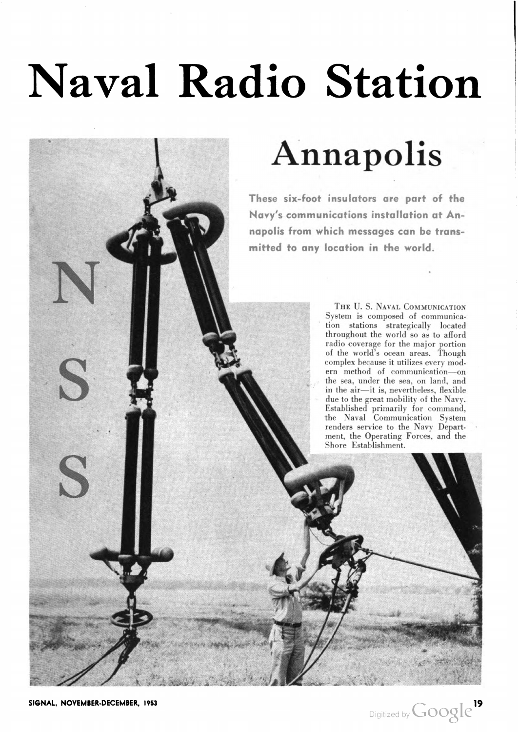# Naval Radio Station

## Annapolis

**These six-foot insulators are part of the Navy's communications installation at Annapolis from which messages can be transmitted to any location in the world.**

N
S
S

THE U. S. NAVAL COMMUNICATION System is composed of communication stations strategically located throughout the world so as to afford radio coverage for the major portion of the world's ocean areas. Though complex because it utilizes every modern method of communication—on the sea, under the sea, on land, and in the air—it is, nevertheless, flexible due to the great mobility of the Navy. Established primarily for command, the Naval Communication System renders service to the Navy Department, the Operating Forces, and the Shore Establishment.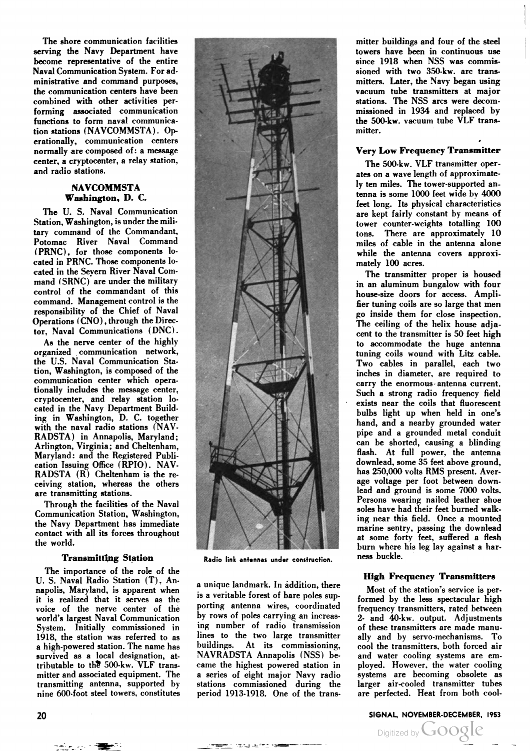The shore communication facilities serving the Navy Department have become representative of the entire Naval Communication System. For administrative and command purposes, the communication centers have been combined with other activities performing associated communication functions to form naval communication stations (NAVCOMMSTA). Operationally, communication centers normally are composed of: a message center, a cryptocenter, a relay station, and radio stations.

### NAVCOMMSTA Washington, D. C.

The U. S. Naval Communication Station, Washington, is under the military command of the Commandant, Potomac River Naval Command (PRNC), for those components located in PRNC. Those components located in the Severn River Naval Command (SRNC) are under the military control of the commandant of this command. Management control is the responsibility of the Chief of Naval Operations (CNO), through the Director, Naval Communications (DNC).

As the nerve center of the highly organized communication network, the U.S. Naval Communication Station, Washington, is composed of the communication center which operationally includes the message center, cryptocenter, and relay station located in the Navy Department Building in Washington, D. C. together with the naval radio stations (NAVRADSTA) in Annapolis, Maryland; Arlington, Virginia; and Cheltenham, Maryland: and the Registered Publication Issuing Office (RPIO). NAVRADSTA (R) Cheltenham is the receiving station, whereas the others are transmitting stations.

Through the facilities of the Naval Communication Station, Washington, the Navy Department has immediate contact with all its forces throughout the world.

### Transmitting Station

The importance of the role of the U. S. Naval Radio Station (T), Annapolis, Maryland, is apparent when it is realized that it serves as the voice of the nerve center of the world's largest Naval Communication System. Initially commissioned in 1918, the station was referred to as a high-powered station. The name has survived as a local designation, attributable to the 500-kw. VLF transmitter and associated equipment. The transmitting antenna, supported by nine 600-foot steel towers, constitutes a unique landmark. In addition, there is a veritable forest of bare poles supporting antenna wires, coordinated by rows of poles carrying an increasing number of radio transmission lines to the two large transmitter buildings. At its commissioning, NAVRADSTA Annapolis (NSS) became the highest powered station in a series of eight major Navy radio stations commissioned during the period 1913-1918. One of the transmitter buildings and four of the steel towers have been in continuous use since 1918 when NSS was commissioned with two 350-kw. arc transmitters. Later, the Navy began using vacuum tube transmitters at major stations. The NSS arcs were decommissioned in 1934 and replaced by the 500-kw. vacuum tube VLF transmitter.

Radio link antennas under construction.

### Very Low Frequency Transmitter

The 500-kw. VLF transmitter operates on a wave length of approximately ten miles. The tower-supported antenna is some 1000 feet wide by 4000 feet long. Its physical characteristics are kept fairly constant by means of tower counter-weights totalling 100 tons. There are approximately 10 miles of cable in the antenna alone while the antenna covers approximately 100 acres.

The transmitter proper is housed in an aluminum bungalow with four house-size doors for access. Amplifier tuning coils are so large that men go inside them for close inspection. The ceiling of the helix house adjacent to the transmitter is 50 feet high to accommodate the huge antenna tuning coils wound with Litz cable. Two cables in parallel, each two inches in diameter, are required to carry the enormous antenna current. Such a strong radio frequency field exists near the coils that fluorescent bulbs light up when held in one's hand, and a nearby grounded water pipe and a grounded metal conduit can be shorted, causing a blinding flash. At full power, the antenna downlead, some 35 feet above ground, has 250,000 volts RMS present. Average voltage per foot between downlead and ground is some 7000 volts. Persons wearing nailed leather shoe soles have had their feet burned walking near this field. Once a mounted marine sentry, passing the downlead at some forty feet, suffered a flesh burn where his leg lay against a harness buckle.

### High Frequency Transmitters

Most of the station's service is performed by the less spectacular high frequency transmitters, rated between 2- and 40-kw. output. Adjustments of these transmitters are made manually and by servo-mechanisms. To cool the transmitters, both forced air and water cooling systems are employed. However, the water cooling systems are becoming obsolete as larger air-cooled transmitter tubes are perfected. Heat from both cool-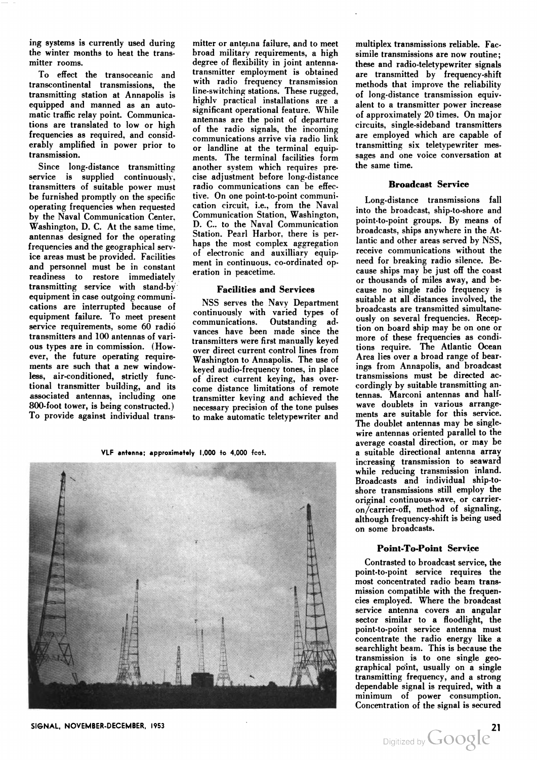ing systems is currently used during the winter months to heat the transmitter rooms.

To effect the transoceanic and transcontinental transmissions, the transmitting station at Annapolis is equipped and manned as an automatic traffic relay point. Communications are translated to low or high frequencies as required, and considerably amplified in power prior to transmission.

Since long-distance transmitting service is supplied continuously, transmitters of suitable power must be furnished promptly on the specific operating frequencies when requested by the Naval Communication Center, Washington, D. C. At the same time, antennas designed for the operating frequencies and the geographical service areas must be provided. Facilities and personnel must be in constant readiness to restore immediately transmitting service with stand-by equipment in case outgoing communications are interrupted because of equipment failure. To meet present service requirements, some 60 radio transmitters and 100 antennas of various types are in commission. (However, the future operating requirements are such that a new windowless, air-conditioned, strictly functional transmitter building, and its associated antennas, including one 800-foot tower, is being constructed.) To provide against individual transmitter or antenna failure, and to meet broad military requirements, a high degree of flexibility in joint antenna-transmitter employment is obtained with radio frequency transmission line-switching stations. These rugged, highly practical installations are a significant operational feature. While antennas are the point of departure of the radio signals, the incoming communications arrive via radio link or landline at the terminal equipments. The terminal facilities form another system which requires precise adjustment before long-distance radio communications can be effective. On one point-to-point communication circuit, i.e., from the Naval Communication Station, Washington, D. C., to the Naval Communication Station, Pearl Harbor, there is perhaps the most complex aggregation of electronic and auxilliary equipment in continuous, co-ordinated operation in peacetime.

### Facilities and Services

NSS serves the Navy Department continuously with varied types of communications. Outstanding advances have been made since the transmitters were first manually keyed over direct current control lines from Washington to Annapolis. The use of keyed audio-frequency tones, in place of direct current keying, has overcome distance limitations of remote transmitter keying and achieved the necessary precision of the tone pulses to make automatic teletypewriter and multiplex transmissions reliable. Facsimile transmissions are now routine; these and radio-teletypewriter signals are transmitted by frequency-shift methods that improve the reliability of long-distance transmission equivalent to a transmitter power increase of approximately 20 times. On major circuits, single-sideband transmitters are employed which are capable of transmitting six teletypewriter messages and one voice conversation at the same time.

VLF antenna; approximately 1,000 to 4,000 feet.

### Broadcast Service

Long-distance transmissions fall into the broadcast, ship-to-shore and point-to-point groups. By means of broadcasts, ships anywhere in the Atlantic and other areas served by NSS, receive communications without the need for breaking radio silence. Because ships may be just off the coast or thousands of miles away, and because no single radio frequency is suitable at all distances involved, the broadcasts are transmitted simultaneously on several frequencies. Reception on board ship may be on one or more of these frequencies as conditions require. The Atlantic Ocean Area lies over a broad range of bearings from Annapolis, and broadcast transmissions must be directed accordingly by suitable transmitting antennas. Marconi antennas and half-wave doublets in various arrangements are suitable for this service. The doublet antennas may be single-wire antennas oriented parallel to the average coastal direction, or may be a suitable directional antenna array increasing transmission to seaward while reducing transmission inland. Broadcasts and individual ship-to-shore transmissions still employ the original continuous-wave, or carrier-on/carrier-off, method of signaling, although frequency-shift is being used on some broadcasts.

### Point-To-Point Service

Contrasted to broadcast service, the point-to-point service requires the most concentrated radio beam transmission compatible with the frequencies employed. Where the broadcast service antenna covers an angular sector similar to a floodlight, the point-to-point service antenna must concentrate the radio energy like a searchlight beam. This is because the transmission is to one single geographical point, usually on a single transmitting frequency, and a strong dependable signal is required, with a minimum of power consumption. Concentration of the signal is secured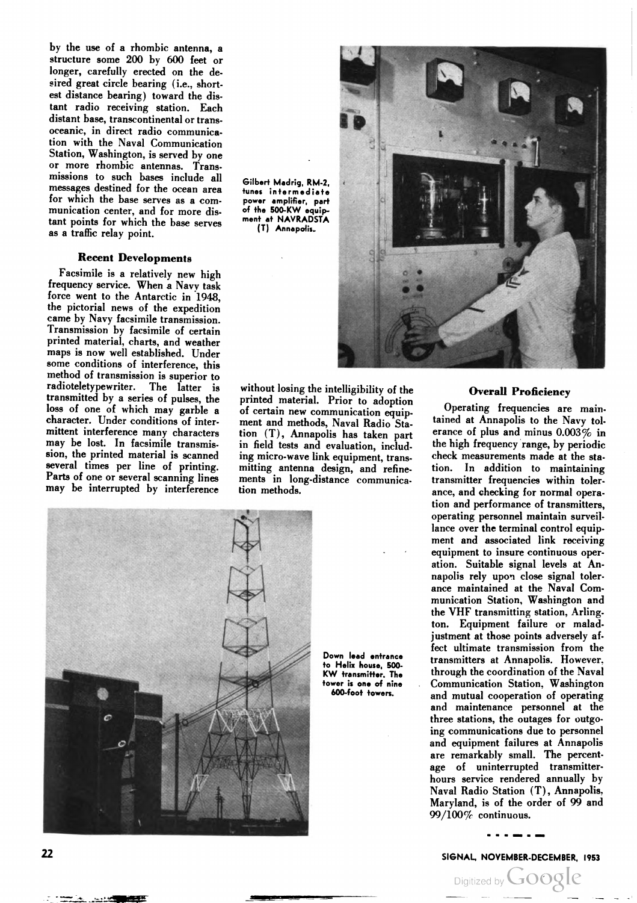by the use of a rhombic antenna, a structure some 200 by 600 feet or longer, carefully erected on the desired great circle bearing (i.e., shortest distance bearing) toward the distant radio receiving station. Each distant base, transcontinental or transoceanic, in direct radio communication with the Naval Communication Station, Washington, is served by one or more rhombic antennas. Transmissions to such bases include all messages destined for the ocean area for which the base serves as a communication center, and for more distant points for which the base serves as a traffic relay point.

Gilbert Madrig, RM-2, tunes intermediate power amplifier, part of the 500-KW equipment at NAVRADSTA (T) Annapolis.

### Recent Developments

Facsimile is a relatively new high frequency service. When a Navy task force went to the Antarctic in 1948, the pictorial news of the expedition came by Navy facsimile transmission. Transmission by facsimile of certain printed material, charts, and weather maps is now well established. Under some conditions of interference, this method of transmission is superior to radioteletypewriter. The latter is transmitted by a series of pulses, the loss of one of which may garble a character. Under conditions of intermittent interference many characters may be lost. In facsimile transmission, the printed material is scanned several times per line of printing. Parts of one or several scanning lines may be interrupted by interference without losing the intelligibility of the printed material. Prior to adoption of certain new communication equipment and methods, Naval Radio Station (T), Annapolis has taken part in field tests and evaluation, including micro-wave link equipment, transmitting antenna design, and refinements in long-distance communication methods.

Down lead entrance to Helix house, 500-KW transmitter. The tower is one of nine 600-foot towers.

### Overall Proficiency

Operating frequencies are maintained at Annapolis to the Navy tolerance of plus and minus 0.003% in the high frequency range, by periodic check measurements made at the station. In addition to maintaining transmitter frequencies within tolerance, and checking for normal operation and performance of transmitters, operating personnel maintain surveillance over the terminal control equipment and associated link receiving equipment to insure continuous operation. Suitable signal levels at Annapolis rely upon close signal tolerance maintained at the Naval Communication Station, Washington and the VHF transmitting station, Arlington. Equipment failure or maladjustment at those points adversely affect ultimate transmission from the transmitters at Annapolis. However, through the coordination of the Naval Communication Station, Washington and mutual cooperation of operating and maintenance personnel at the three stations, the outages for outgoing communications due to personnel and equipment failures at Annapolis are remarkably small. The percentage of uninterrupted transmitter-hours service rendered annually by Naval Radio Station (T), Annapolis, Maryland, is of the order of 99 and 99/100% continuous.